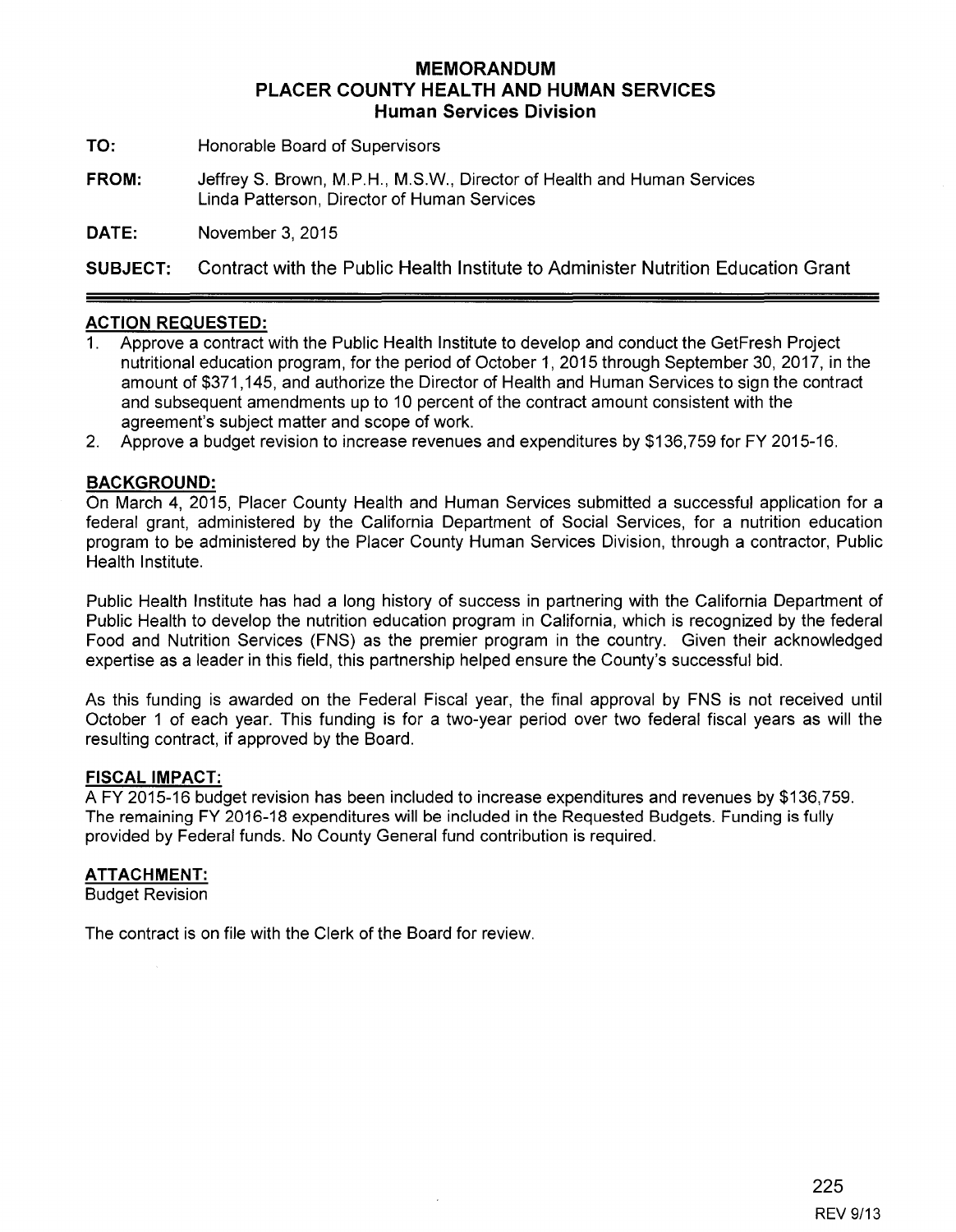# MEMORANDUM
# PLACER COUNTY HEALTH AND HUMAN SERVICES
## Human Services Division

**TO:** Honorable Board of Supervisors

**FROM:** Jeffrey S. Brown, M.P.H., M.S.W., Director of Health and Human Services
Linda Patterson, Director of Human Services

**DATE:** November 3, 2015

**SUBJECT:** Contract with the Public Health Institute to Administer Nutrition Education Grant

---

### ACTION REQUESTED:

1. Approve a contract with the Public Health Institute to develop and conduct the GetFresh Project nutritional education program, for the period of October 1, 2015 through September 30, 2017, in the amount of $371,145, and authorize the Director of Health and Human Services to sign the contract and subsequent amendments up to 10 percent of the contract amount consistent with the agreement's subject matter and scope of work.
2. Approve a budget revision to increase revenues and expenditures by $136,759 for FY 2015-16.

### BACKGROUND:

On March 4, 2015, Placer County Health and Human Services submitted a successful application for a federal grant, administered by the California Department of Social Services, for a nutrition education program to be administered by the Placer County Human Services Division, through a contractor, Public Health Institute.

Public Health Institute has had a long history of success in partnering with the California Department of Public Health to develop the nutrition education program in California, which is recognized by the federal Food and Nutrition Services (FNS) as the premier program in the country. Given their acknowledged expertise as a leader in this field, this partnership helped ensure the County's successful bid.

As this funding is awarded on the Federal Fiscal year, the final approval by FNS is not received until October 1 of each year. This funding is for a two-year period over two federal fiscal years as will the resulting contract, if approved by the Board.

### FISCAL IMPACT:

A FY 2015-16 budget revision has been included to increase expenditures and revenues by $136,759. The remaining FY 2016-18 expenditures will be included in the Requested Budgets. Funding is fully provided by Federal funds. No County General fund contribution is required.

### ATTACHMENT:

Budget Revision

The contract is on file with the Clerk of the Board for review.

REV 9/13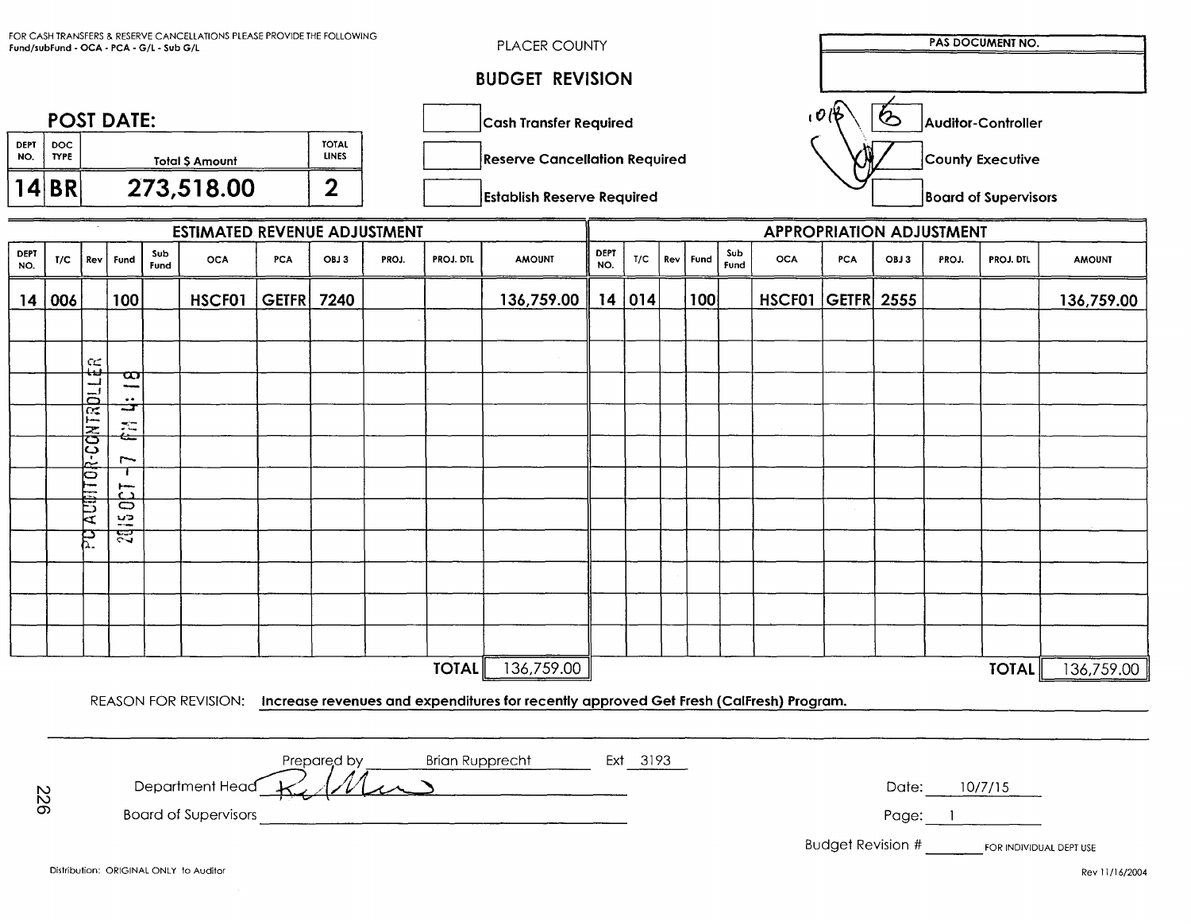FOR CASH TRANSFERS & RESERVE CANCELLATIONS PLEASE PROVIDE THE FOLLOWING
Fund/subFund - OCA - PCA - G/L - Sub G/L

PLACER COUNTY

## BUDGET REVISION

| PAS DOCUMENT NO. |
|---|
| |

### POST DATE:

| DEPT NO. | DOC TYPE | Total $ Amount | TOTAL LINES |
|---|---|---|---|
| 14 | BR | 273,518.00 | 2 |

- [ ] Cash Transfer Required
- [ ] Reserve Cancellation Required
- [ ] Establish Reserve Required

1018 [6] Auditor-Controller
[✓] County Executive
[ ] Board of Supervisors

| ESTIMATED REVENUE ADJUSTMENT | | | | | | | | | | | APPROPRIATION ADJUSTMENT | | | | | | | | | | |
|---|---|---|---|---|---|---|---|---|---|---|---|---|---|---|---|---|---|---|---|---|---|
| DEPT NO. | T/C | Rev | Fund | Sub Fund | OCA | PCA | OBJ 3 | PROJ. | PROJ. DTL | AMOUNT | DEPT NO. | T/C | Rev | Fund | Sub Fund | OCA | PCA | OBJ 3 | PROJ. | PROJ. DTL | AMOUNT |
| 14 | 006 | | 100 | | HSCF01 | GETFR | 7240 | | | 136,759.00 | 14 | 014 | | 100 | | HSCF01 | GETFR | 2555 | | | 136,759.00 |
| | | | | | | | | | TOTAL | 136,759.00 | | | | | | | | | | TOTAL | 136,759.00 |

PC AUDITOR-CONTROLLER 2015 OCT -7 AM 4:18

REASON FOR REVISION: **Increase revenues and expenditures for recently approved Get Fresh (CalFresh) Program.**

Prepared by Brian Rupprecht Ext 3193

Department Head [signature]

Board of Supervisors

Date: 10/7/15

Page: 1

Budget Revision # ______ FOR INDIVIDUAL DEPT USE

226

Distribution: ORIGINAL ONLY to Auditor

Rev 11/16/2004